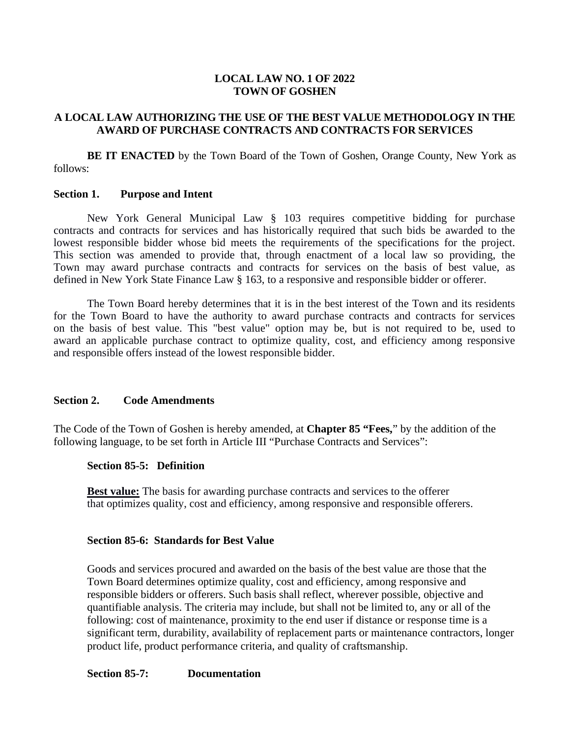**LOCAL LAW NO. 1 OF 2022**
**TOWN OF GOSHEN**

**A LOCAL LAW AUTHORIZING THE USE OF THE BEST VALUE METHODOLOGY IN THE AWARD OF PURCHASE CONTRACTS AND CONTRACTS FOR SERVICES**

**BE IT ENACTED** by the Town Board of the Town of Goshen, Orange County, New York as follows:

**Section 1. Purpose and Intent**

New York General Municipal Law § 103 requires competitive bidding for purchase contracts and contracts for services and has historically required that such bids be awarded to the lowest responsible bidder whose bid meets the requirements of the specifications for the project. This section was amended to provide that, through enactment of a local law so providing, the Town may award purchase contracts and contracts for services on the basis of best value, as defined in New York State Finance Law § 163, to a responsive and responsible bidder or offerer.

The Town Board hereby determines that it is in the best interest of the Town and its residents for the Town Board to have the authority to award purchase contracts and contracts for services on the basis of best value. This "best value" option may be, but is not required to be, used to award an applicable purchase contract to optimize quality, cost, and efficiency among responsive and responsible offers instead of the lowest responsible bidder.

**Section 2. Code Amendments**

The Code of the Town of Goshen is hereby amended, at **Chapter 85 "Fees,**" by the addition of the following language, to be set forth in Article III "Purchase Contracts and Services":

**Section 85-5: Definition**

**Best value:** The basis for awarding purchase contracts and services to the offerer that optimizes quality, cost and efficiency, among responsive and responsible offerers.

**Section 85-6: Standards for Best Value**

Goods and services procured and awarded on the basis of the best value are those that the Town Board determines optimize quality, cost and efficiency, among responsive and responsible bidders or offerers. Such basis shall reflect, wherever possible, objective and quantifiable analysis. The criteria may include, but shall not be limited to, any or all of the following: cost of maintenance, proximity to the end user if distance or response time is a significant term, durability, availability of replacement parts or maintenance contractors, longer product life, product performance criteria, and quality of craftsmanship.

**Section 85-7: Documentation**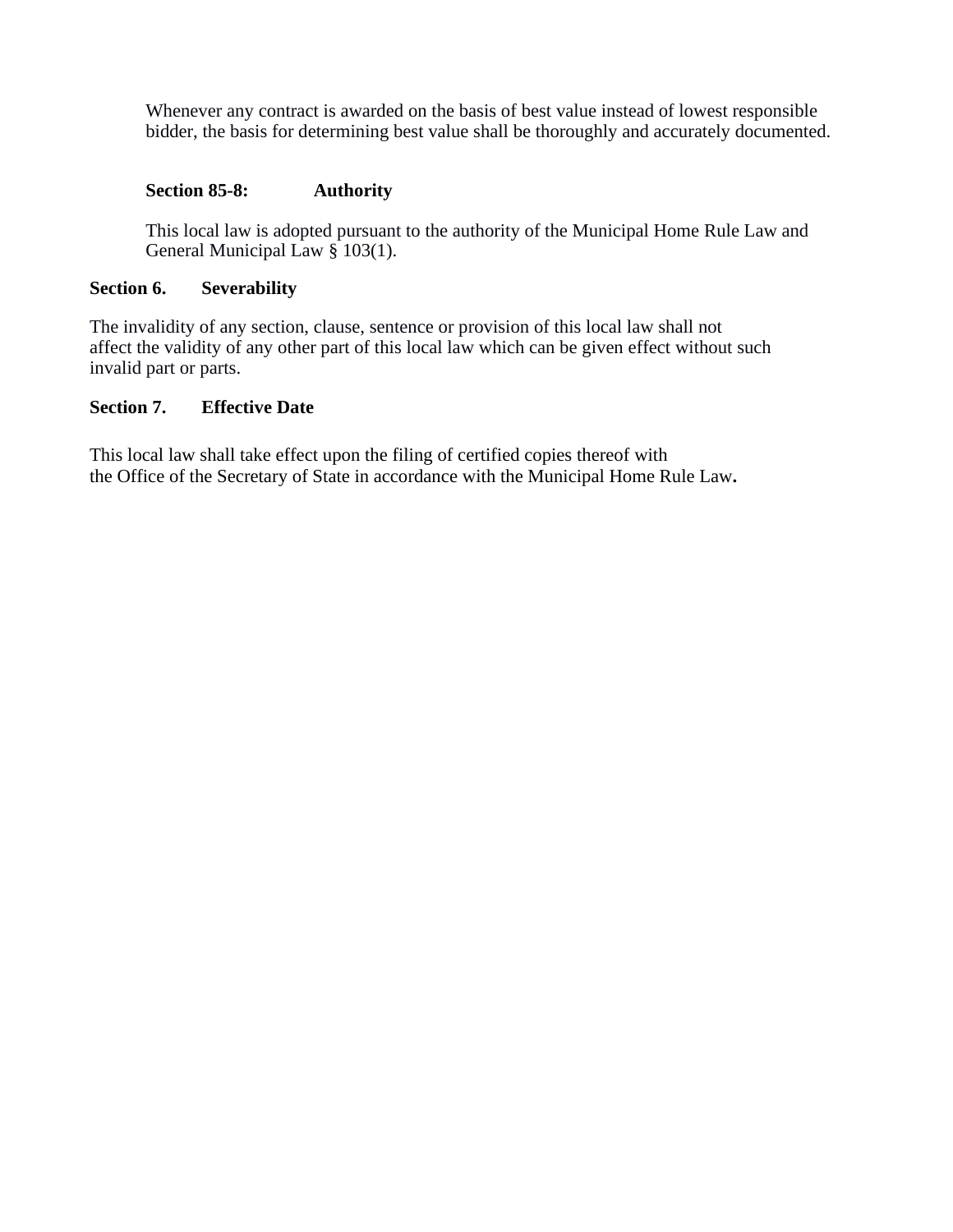Whenever any contract is awarded on the basis of best value instead of lowest responsible bidder, the basis for determining best value shall be thoroughly and accurately documented.

**Section 85-8: Authority**

This local law is adopted pursuant to the authority of the Municipal Home Rule Law and General Municipal Law § 103(1).

**Section 6. Severability**

The invalidity of any section, clause, sentence or provision of this local law shall not affect the validity of any other part of this local law which can be given effect without such invalid part or parts.

**Section 7. Effective Date**

This local law shall take effect upon the filing of certified copies thereof with the Office of the Secretary of State in accordance with the Municipal Home Rule Law**.**